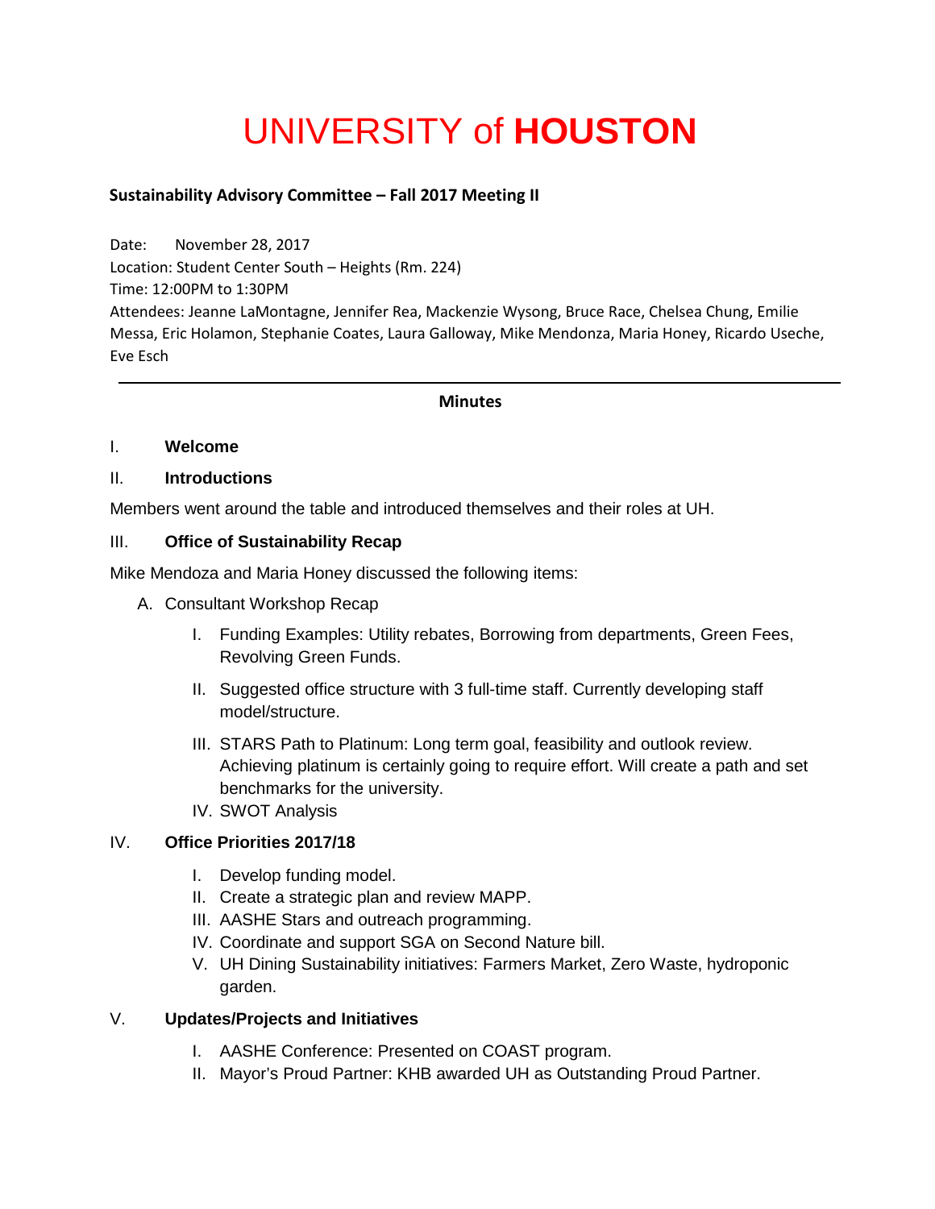# UNIVERSITY of **HOUSTON**

**Sustainability Advisory Committee – Fall 2017 Meeting II**

Date: November 28, 2017
Location: Student Center South – Heights (Rm. 224)
Time: 12:00PM to 1:30PM
Attendees: Jeanne LaMontagne, Jennifer Rea, Mackenzie Wysong, Bruce Race, Chelsea Chung, Emilie Messa, Eric Holamon, Stephanie Coates, Laura Galloway, Mike Mendonza, Maria Honey, Ricardo Useche, Eve Esch

---

**Minutes**

## I. Welcome

## II. Introductions

Members went around the table and introduced themselves and their roles at UH.

## III. Office of Sustainability Recap

Mike Mendoza and Maria Honey discussed the following items:

A. Consultant Workshop Recap

  I. Funding Examples: Utility rebates, Borrowing from departments, Green Fees, Revolving Green Funds.
  II. Suggested office structure with 3 full-time staff. Currently developing staff model/structure.
  III. STARS Path to Platinum: Long term goal, feasibility and outlook review. Achieving platinum is certainly going to require effort. Will create a path and set benchmarks for the university.
  IV. SWOT Analysis

## IV. Office Priorities 2017/18

  I. Develop funding model.
  II. Create a strategic plan and review MAPP.
  III. AASHE Stars and outreach programming.
  IV. Coordinate and support SGA on Second Nature bill.
  V. UH Dining Sustainability initiatives: Farmers Market, Zero Waste, hydroponic garden.

## V. Updates/Projects and Initiatives

  I. AASHE Conference: Presented on COAST program.
  II. Mayor's Proud Partner: KHB awarded UH as Outstanding Proud Partner.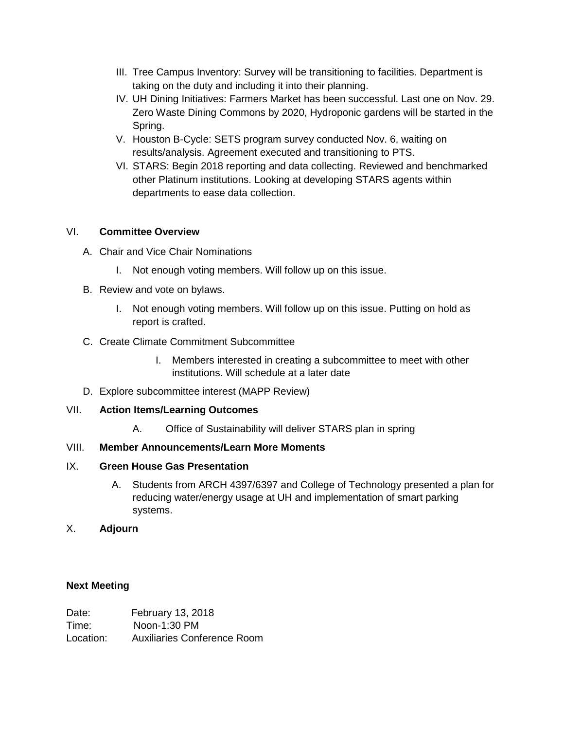III. Tree Campus Inventory: Survey will be transitioning to facilities. Department is taking on the duty and including it into their planning.
IV. UH Dining Initiatives: Farmers Market has been successful. Last one on Nov. 29. Zero Waste Dining Commons by 2020, Hydroponic gardens will be started in the Spring.
V. Houston B-Cycle: SETS program survey conducted Nov. 6, waiting on results/analysis. Agreement executed and transitioning to PTS.
VI. STARS: Begin 2018 reporting and data collecting. Reviewed and benchmarked other Platinum institutions. Looking at developing STARS agents within departments to ease data collection.

VI. **Committee Overview**

A. Chair and Vice Chair Nominations

I. Not enough voting members. Will follow up on this issue.

B. Review and vote on bylaws.

I. Not enough voting members. Will follow up on this issue. Putting on hold as report is crafted.

C. Create Climate Commitment Subcommittee

I. Members interested in creating a subcommittee to meet with other institutions. Will schedule at a later date

D. Explore subcommittee interest (MAPP Review)

VII. **Action Items/Learning Outcomes**

A. Office of Sustainability will deliver STARS plan in spring

VIII. **Member Announcements/Learn More Moments**

IX. **Green House Gas Presentation**

A. Students from ARCH 4397/6397 and College of Technology presented a plan for reducing water/energy usage at UH and implementation of smart parking systems.

X. **Adjourn**

**Next Meeting**

Date: February 13, 2018
Time: Noon-1:30 PM
Location: Auxiliaries Conference Room